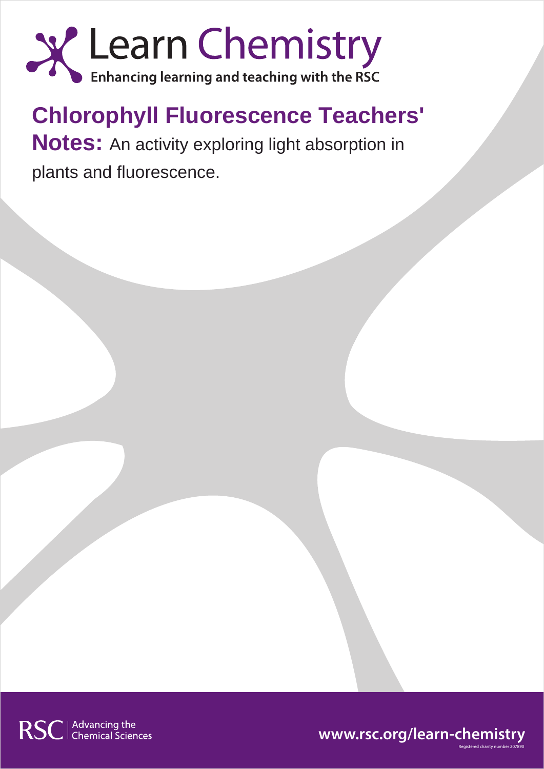Learn Chemistry

Enhancing learning and teaching with the RSC

# Chlorophyll Fluorescence Teachers' Notes:

An activity exploring light absorption in plants and fluorescence.

RSC | Advancing the Chemical Sciences

www.rsc.org/learn-chemistry

Registered charity number 207890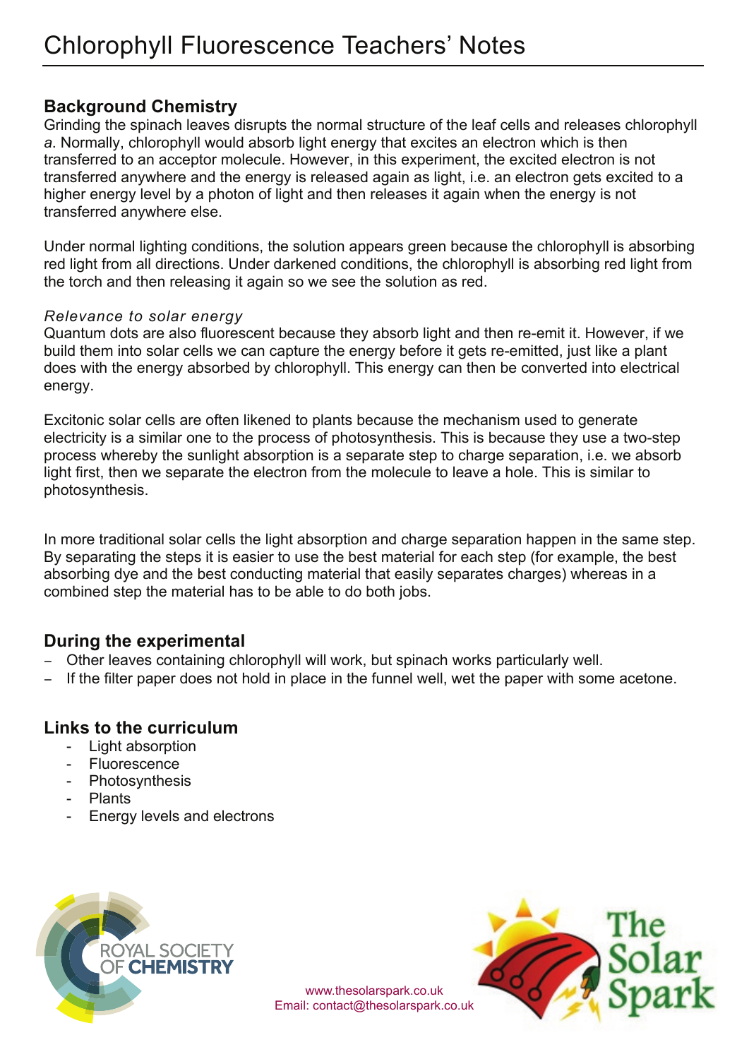# Chlorophyll Fluorescence Teachers' Notes

## Background Chemistry

Grinding the spinach leaves disrupts the normal structure of the leaf cells and releases chlorophyll *a*. Normally, chlorophyll would absorb light energy that excites an electron which is then transferred to an acceptor molecule. However, in this experiment, the excited electron is not transferred anywhere and the energy is released again as light, i.e. an electron gets excited to a higher energy level by a photon of light and then releases it again when the energy is not transferred anywhere else.

Under normal lighting conditions, the solution appears green because the chlorophyll is absorbing red light from all directions. Under darkened conditions, the chlorophyll is absorbing red light from the torch and then releasing it again so we see the solution as red.

*Relevance to solar energy*

Quantum dots are also fluorescent because they absorb light and then re-emit it. However, if we build them into solar cells we can capture the energy before it gets re-emitted, just like a plant does with the energy absorbed by chlorophyll. This energy can then be converted into electrical energy.

Excitonic solar cells are often likened to plants because the mechanism used to generate electricity is a similar one to the process of photosynthesis. This is because they use a two-step process whereby the sunlight absorption is a separate step to charge separation, i.e. we absorb light first, then we separate the electron from the molecule to leave a hole. This is similar to photosynthesis.

In more traditional solar cells the light absorption and charge separation happen in the same step. By separating the steps it is easier to use the best material for each step (for example, the best absorbing dye and the best conducting material that easily separates charges) whereas in a combined step the material has to be able to do both jobs.

## During the experimental

- Other leaves containing chlorophyll will work, but spinach works particularly well.
- If the filter paper does not hold in place in the funnel well, wet the paper with some acetone.

## Links to the curriculum

- Light absorption
- Fluorescence
- Photosynthesis
- Plants
- Energy levels and electrons

www.thesolarspark.co.uk
Email: contact@thesolarspark.co.uk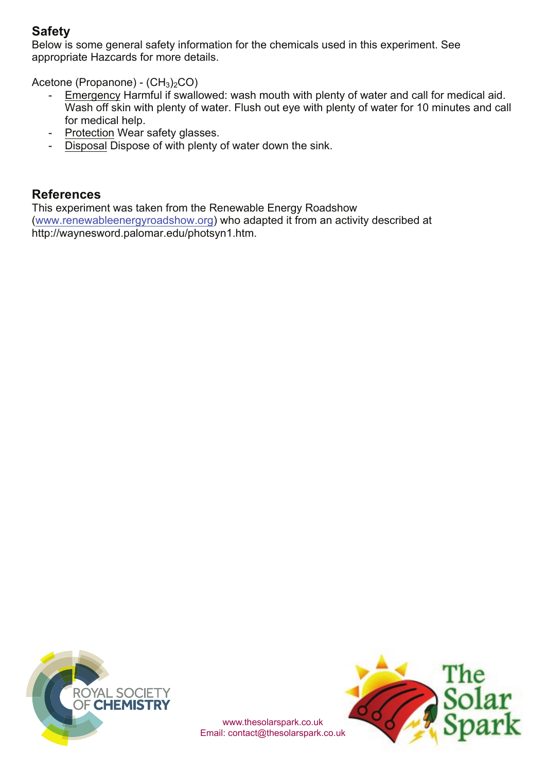## Safety

Below is some general safety information for the chemicals used in this experiment. See appropriate Hazcards for more details.

Acetone (Propanone) - $(CH_3)_2CO$

- Emergency Harmful if swallowed: wash mouth with plenty of water and call for medical aid. Wash off skin with plenty of water. Flush out eye with plenty of water for 10 minutes and call for medical help.
- Protection Wear safety glasses.
- Disposal Dispose of with plenty of water down the sink.

## References

This experiment was taken from the Renewable Energy Roadshow (www.renewableenergyroadshow.org) who adapted it from an activity described at http://waynesword.palomar.edu/photsyn1.htm.

www.thesolarspark.co.uk
Email: contact@thesolarspark.co.uk